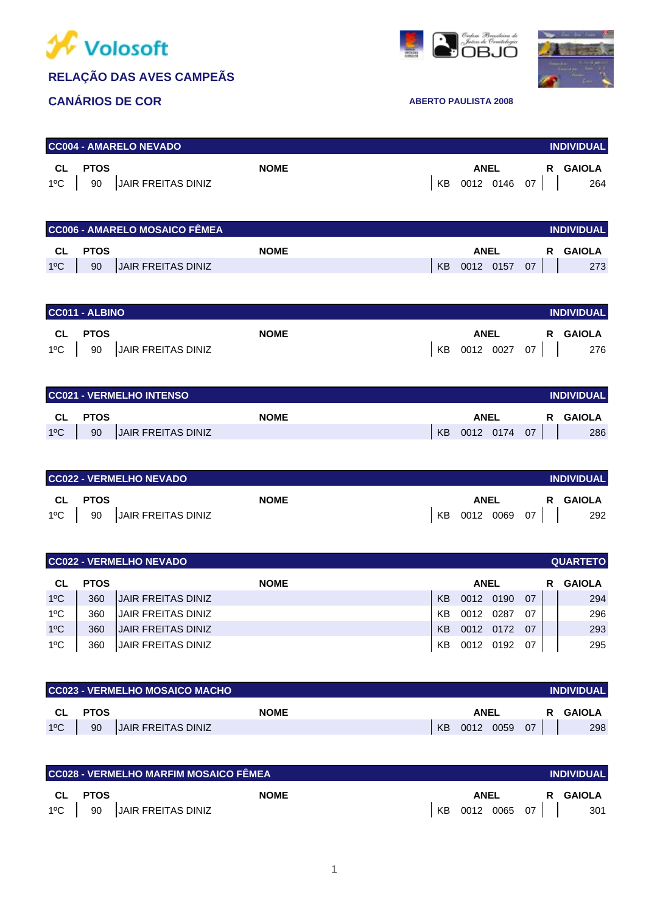Volosoft

# RELAÇÃO DAS AVES CAMPEÃS

## CANÁRIOS DE COR

**ABERTO PAULISTA 2008**

### CC004 - AMARELO NEVADO — INDIVIDUAL

| CL | PTOS | NOME | ANEL | | | | R | GAIOLA |
|---|---|---|---|---|---|---|---|---|
| 1ºC | 90 | JAIR FREITAS DINIZ | KB | 0012 | 0146 | 07 | | 264 |

### CC006 - AMARELO MOSAICO FÊMEA — INDIVIDUAL

| CL | PTOS | NOME | ANEL | | | | R | GAIOLA |
|---|---|---|---|---|---|---|---|---|
| 1ºC | 90 | JAIR FREITAS DINIZ | KB | 0012 | 0157 | 07 | | 273 |

### CC011 - ALBINO — INDIVIDUAL

| CL | PTOS | NOME | ANEL | | | | R | GAIOLA |
|---|---|---|---|---|---|---|---|---|
| 1ºC | 90 | JAIR FREITAS DINIZ | KB | 0012 | 0027 | 07 | | 276 |

### CC021 - VERMELHO INTENSO — INDIVIDUAL

| CL | PTOS | NOME | ANEL | | | | R | GAIOLA |
|---|---|---|---|---|---|---|---|---|
| 1ºC | 90 | JAIR FREITAS DINIZ | KB | 0012 | 0174 | 07 | | 286 |

### CC022 - VERMELHO NEVADO — INDIVIDUAL

| CL | PTOS | NOME | ANEL | | | | R | GAIOLA |
|---|---|---|---|---|---|---|---|---|
| 1ºC | 90 | JAIR FREITAS DINIZ | KB | 0012 | 0069 | 07 | | 292 |

### CC022 - VERMELHO NEVADO — QUARTETO

| CL | PTOS | NOME | ANEL | | | | R | GAIOLA |
|---|---|---|---|---|---|---|---|---|
| 1ºC | 360 | JAIR FREITAS DINIZ | KB | 0012 | 0190 | 07 | | 294 |
| 1ºC | 360 | JAIR FREITAS DINIZ | KB | 0012 | 0287 | 07 | | 296 |
| 1ºC | 360 | JAIR FREITAS DINIZ | KB | 0012 | 0172 | 07 | | 293 |
| 1ºC | 360 | JAIR FREITAS DINIZ | KB | 0012 | 0192 | 07 | | 295 |

### CC023 - VERMELHO MOSAICO MACHO — INDIVIDUAL

| CL | PTOS | NOME | ANEL | | | | R | GAIOLA |
|---|---|---|---|---|---|---|---|---|
| 1ºC | 90 | JAIR FREITAS DINIZ | KB | 0012 | 0059 | 07 | | 298 |

### CC028 - VERMELHO MARFIM MOSAICO FÊMEA — INDIVIDUAL

| CL | PTOS | NOME | ANEL | | | | R | GAIOLA |
|---|---|---|---|---|---|---|---|---|
| 1ºC | 90 | JAIR FREITAS DINIZ | KB | 0012 | 0065 | 07 | | 301 |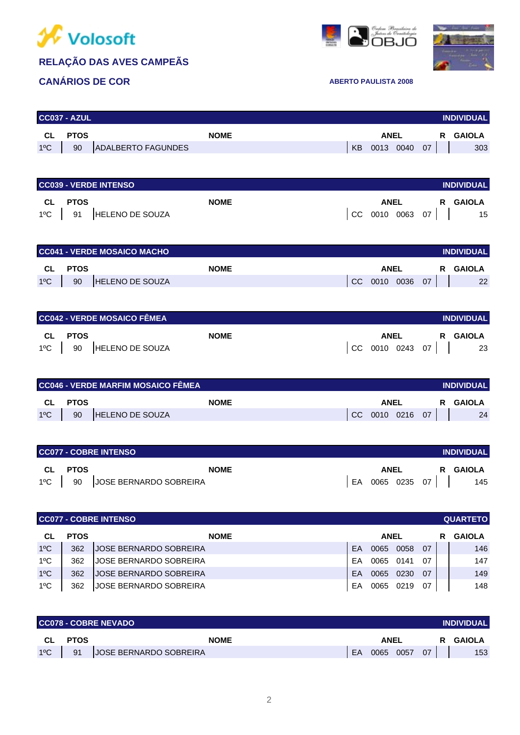**Volosoft**

## RELAÇÃO DAS AVES CAMPEÃS

### CANÁRIOS DE COR

**ABERTO PAULISTA 2008**

**CC037 - AZUL** — INDIVIDUAL

| CL | PTOS | NOME | ANEL | | | | R | GAIOLA |
|---|---|---|---|---|---|---|---|---|
| 1ºC | 90 | ADALBERTO FAGUNDES | KB | 0013 | 0040 | 07 | | 303 |

**CC039 - VERDE INTENSO** — INDIVIDUAL

| CL | PTOS | NOME | ANEL | | | | R | GAIOLA |
|---|---|---|---|---|---|---|---|---|
| 1ºC | 91 | HELENO DE SOUZA | CC | 0010 | 0063 | 07 | | 15 |

**CC041 - VERDE MOSAICO MACHO** — INDIVIDUAL

| CL | PTOS | NOME | ANEL | | | | R | GAIOLA |
|---|---|---|---|---|---|---|---|---|
| 1ºC | 90 | HELENO DE SOUZA | CC | 0010 | 0036 | 07 | | 22 |

**CC042 - VERDE MOSAICO FÊMEA** — INDIVIDUAL

| CL | PTOS | NOME | ANEL | | | | R | GAIOLA |
|---|---|---|---|---|---|---|---|---|
| 1ºC | 90 | HELENO DE SOUZA | CC | 0010 | 0243 | 07 | | 23 |

**CC046 - VERDE MARFIM MOSAICO FÊMEA** — INDIVIDUAL

| CL | PTOS | NOME | ANEL | | | | R | GAIOLA |
|---|---|---|---|---|---|---|---|---|
| 1ºC | 90 | HELENO DE SOUZA | CC | 0010 | 0216 | 07 | | 24 |

**CC077 - COBRE INTENSO** — INDIVIDUAL

| CL | PTOS | NOME | ANEL | | | | R | GAIOLA |
|---|---|---|---|---|---|---|---|---|
| 1ºC | 90 | JOSE BERNARDO SOBREIRA | EA | 0065 | 0235 | 07 | | 145 |

**CC077 - COBRE INTENSO** — QUARTETO

| CL | PTOS | NOME | ANEL | | | | R | GAIOLA |
|---|---|---|---|---|---|---|---|---|
| 1ºC | 362 | JOSE BERNARDO SOBREIRA | EA | 0065 | 0058 | 07 | | 146 |
| 1ºC | 362 | JOSE BERNARDO SOBREIRA | EA | 0065 | 0141 | 07 | | 147 |
| 1ºC | 362 | JOSE BERNARDO SOBREIRA | EA | 0065 | 0230 | 07 | | 149 |
| 1ºC | 362 | JOSE BERNARDO SOBREIRA | EA | 0065 | 0219 | 07 | | 148 |

**CC078 - COBRE NEVADO** — INDIVIDUAL

| CL | PTOS | NOME | ANEL | | | | R | GAIOLA |
|---|---|---|---|---|---|---|---|---|
| 1ºC | 91 | JOSE BERNARDO SOBREIRA | EA | 0065 | 0057 | 07 | | 153 |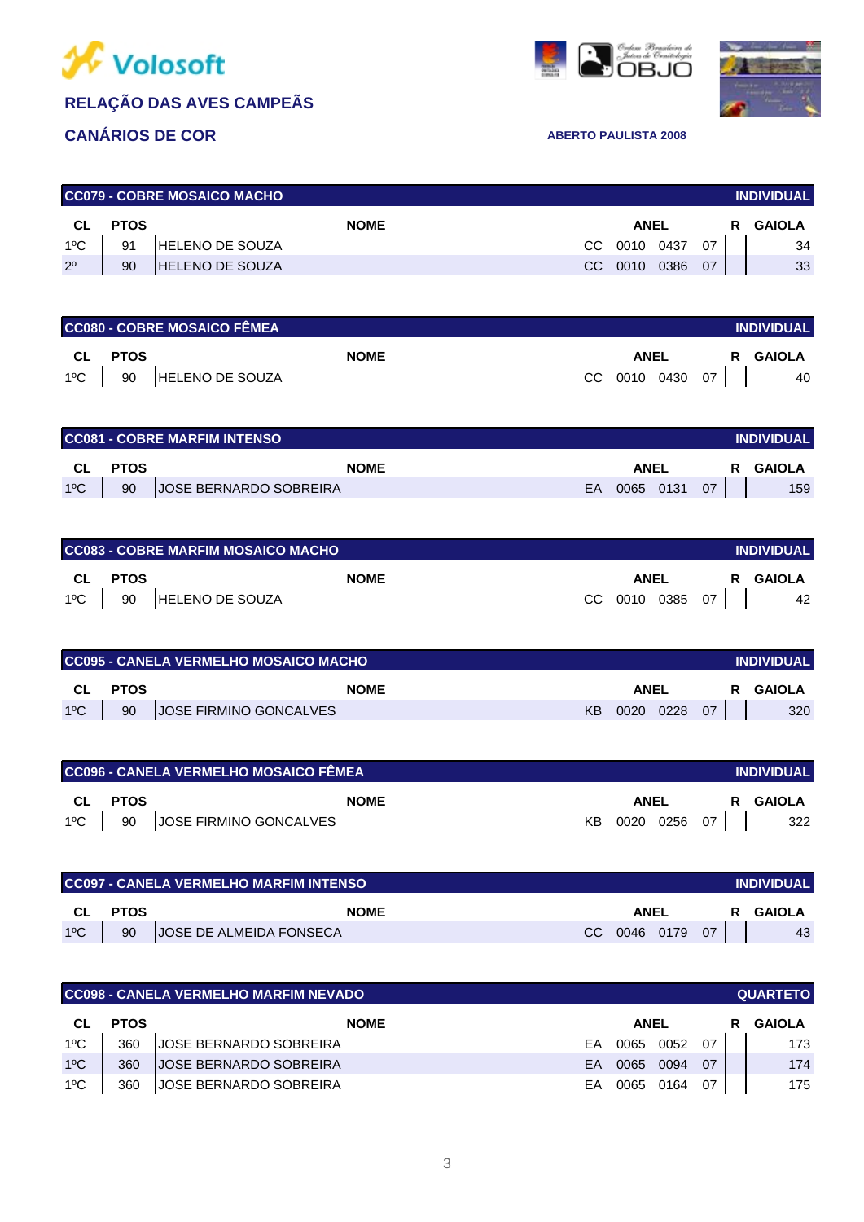Volosoft

## RELAÇÃO DAS AVES CAMPEÃS

## CANÁRIOS DE COR

**ABERTO PAULISTA 2008**

| CC079 - COBRE MOSAICO MACHO | | | | | | | | INDIVIDUAL |
|---|---|---|---|---|---|---|---|---|
| **CL** | **PTOS** | **NOME** | **ANEL** | | | | **R** | **GAIOLA** |
| 1ºC | 91 | HELENO DE SOUZA | CC | 0010 | 0437 | 07 | | 34 |
| 2º | 90 | HELENO DE SOUZA | CC | 0010 | 0386 | 07 | | 33 |

| CC080 - COBRE MOSAICO FÊMEA | | | | | | | | INDIVIDUAL |
|---|---|---|---|---|---|---|---|---|
| **CL** | **PTOS** | **NOME** | **ANEL** | | | | **R** | **GAIOLA** |
| 1ºC | 90 | HELENO DE SOUZA | CC | 0010 | 0430 | 07 | | 40 |

| CC081 - COBRE MARFIM INTENSO | | | | | | | | INDIVIDUAL |
|---|---|---|---|---|---|---|---|---|
| **CL** | **PTOS** | **NOME** | **ANEL** | | | | **R** | **GAIOLA** |
| 1ºC | 90 | JOSE BERNARDO SOBREIRA | EA | 0065 | 0131 | 07 | | 159 |

| CC083 - COBRE MARFIM MOSAICO MACHO | | | | | | | | INDIVIDUAL |
|---|---|---|---|---|---|---|---|---|
| **CL** | **PTOS** | **NOME** | **ANEL** | | | | **R** | **GAIOLA** |
| 1ºC | 90 | HELENO DE SOUZA | CC | 0010 | 0385 | 07 | | 42 |

| CC095 - CANELA VERMELHO MOSAICO MACHO | | | | | | | | INDIVIDUAL |
|---|---|---|---|---|---|---|---|---|
| **CL** | **PTOS** | **NOME** | **ANEL** | | | | **R** | **GAIOLA** |
| 1ºC | 90 | JOSE FIRMINO GONCALVES | KB | 0020 | 0228 | 07 | | 320 |

| CC096 - CANELA VERMELHO MOSAICO FÊMEA | | | | | | | | INDIVIDUAL |
|---|---|---|---|---|---|---|---|---|
| **CL** | **PTOS** | **NOME** | **ANEL** | | | | **R** | **GAIOLA** |
| 1ºC | 90 | JOSE FIRMINO GONCALVES | KB | 0020 | 0256 | 07 | | 322 |

| CC097 - CANELA VERMELHO MARFIM INTENSO | | | | | | | | INDIVIDUAL |
|---|---|---|---|---|---|---|---|---|
| **CL** | **PTOS** | **NOME** | **ANEL** | | | | **R** | **GAIOLA** |
| 1ºC | 90 | JOSE DE ALMEIDA FONSECA | CC | 0046 | 0179 | 07 | | 43 |

| CC098 - CANELA VERMELHO MARFIM NEVADO | | | | | | | | QUARTETO |
|---|---|---|---|---|---|---|---|---|
| **CL** | **PTOS** | **NOME** | **ANEL** | | | | **R** | **GAIOLA** |
| 1ºC | 360 | JOSE BERNARDO SOBREIRA | EA | 0065 | 0052 | 07 | | 173 |
| 1ºC | 360 | JOSE BERNARDO SOBREIRA | EA | 0065 | 0094 | 07 | | 174 |
| 1ºC | 360 | JOSE BERNARDO SOBREIRA | EA | 0065 | 0164 | 07 | | 175 |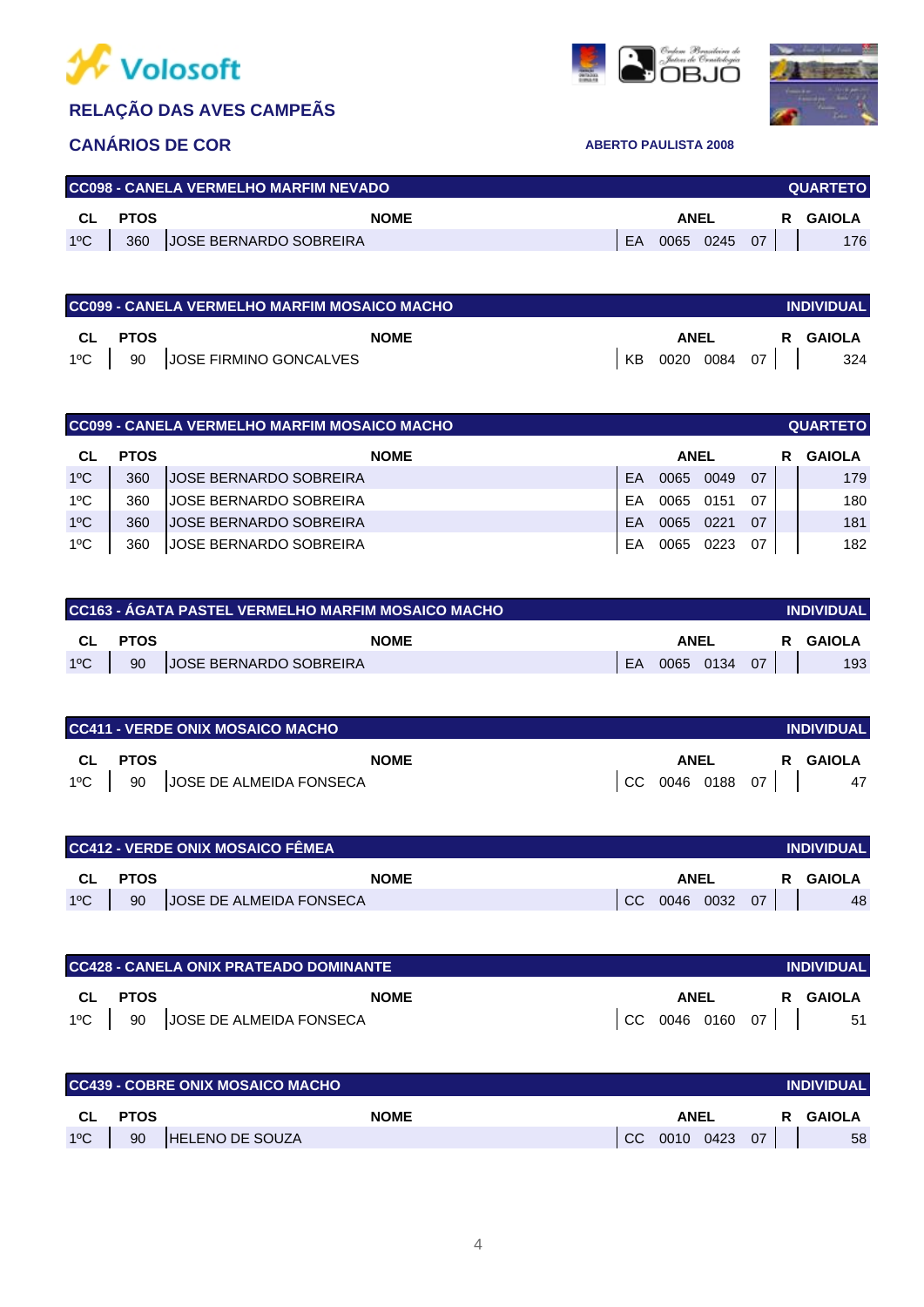Volosoft

## RELAÇÃO DAS AVES CAMPEÃS

### CANÁRIOS DE COR

ABERTO PAULISTA 2008

**CC098 - CANELA VERMELHO MARFIM NEVADO** — QUARTETO

| CL | PTOS | NOME | ANEL | | | | R | GAIOLA |
|---|---|---|---|---|---|---|---|---|
| 1ºC | 360 | JOSE BERNARDO SOBREIRA | EA | 0065 | 0245 | 07 | | 176 |

**CC099 - CANELA VERMELHO MARFIM MOSAICO MACHO** — INDIVIDUAL

| CL | PTOS | NOME | ANEL | | | | R | GAIOLA |
|---|---|---|---|---|---|---|---|---|
| 1ºC | 90 | JOSE FIRMINO GONCALVES | KB | 0020 | 0084 | 07 | | 324 |

**CC099 - CANELA VERMELHO MARFIM MOSAICO MACHO** — QUARTETO

| CL | PTOS | NOME | ANEL | | | | R | GAIOLA |
|---|---|---|---|---|---|---|---|---|
| 1ºC | 360 | JOSE BERNARDO SOBREIRA | EA | 0065 | 0049 | 07 | | 179 |
| 1ºC | 360 | JOSE BERNARDO SOBREIRA | EA | 0065 | 0151 | 07 | | 180 |
| 1ºC | 360 | JOSE BERNARDO SOBREIRA | EA | 0065 | 0221 | 07 | | 181 |
| 1ºC | 360 | JOSE BERNARDO SOBREIRA | EA | 0065 | 0223 | 07 | | 182 |

**CC163 - ÁGATA PASTEL VERMELHO MARFIM MOSAICO MACHO** — INDIVIDUAL

| CL | PTOS | NOME | ANEL | | | | R | GAIOLA |
|---|---|---|---|---|---|---|---|---|
| 1ºC | 90 | JOSE BERNARDO SOBREIRA | EA | 0065 | 0134 | 07 | | 193 |

**CC411 - VERDE ONIX MOSAICO MACHO** — INDIVIDUAL

| CL | PTOS | NOME | ANEL | | | | R | GAIOLA |
|---|---|---|---|---|---|---|---|---|
| 1ºC | 90 | JOSE DE ALMEIDA FONSECA | CC | 0046 | 0188 | 07 | | 47 |

**CC412 - VERDE ONIX MOSAICO FÊMEA** — INDIVIDUAL

| CL | PTOS | NOME | ANEL | | | | R | GAIOLA |
|---|---|---|---|---|---|---|---|---|
| 1ºC | 90 | JOSE DE ALMEIDA FONSECA | CC | 0046 | 0032 | 07 | | 48 |

**CC428 - CANELA ONIX PRATEADO DOMINANTE** — INDIVIDUAL

| CL | PTOS | NOME | ANEL | | | | R | GAIOLA |
|---|---|---|---|---|---|---|---|---|
| 1ºC | 90 | JOSE DE ALMEIDA FONSECA | CC | 0046 | 0160 | 07 | | 51 |

**CC439 - COBRE ONIX MOSAICO MACHO** — INDIVIDUAL

| CL | PTOS | NOME | ANEL | | | | R | GAIOLA |
|---|---|---|---|---|---|---|---|---|
| 1ºC | 90 | HELENO DE SOUZA | CC | 0010 | 0423 | 07 | | 58 |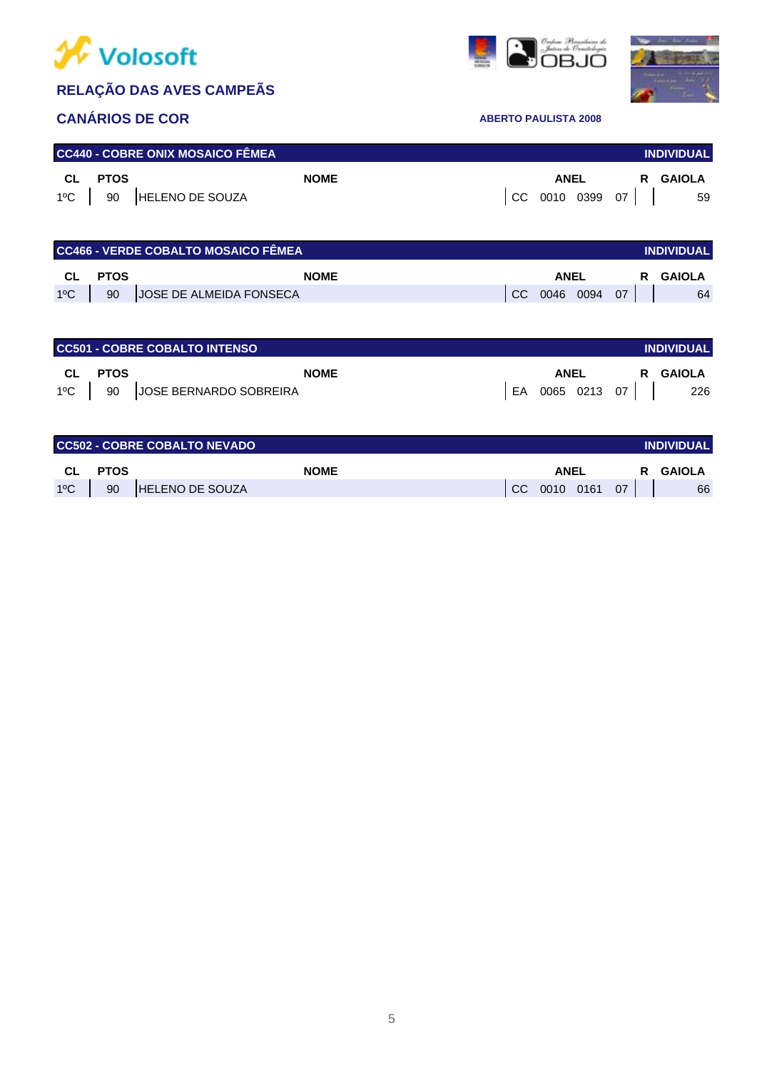Volosoft

## RELAÇÃO DAS AVES CAMPEÃS

### CANÁRIOS DE COR

ABERTO PAULISTA 2008

**CC440 - COBRE ONIX MOSAICO FÊMEA** — INDIVIDUAL

| CL | PTOS | NOME | ANEL | R | GAIOLA |
|---|---|---|---|---|---|
| 1ºC | 90 | HELENO DE SOUZA | CC 0010 0399 07 | | 59 |

**CC466 - VERDE COBALTO MOSAICO FÊMEA** — INDIVIDUAL

| CL | PTOS | NOME | ANEL | R | GAIOLA |
|---|---|---|---|---|---|
| 1ºC | 90 | JOSE DE ALMEIDA FONSECA | CC 0046 0094 07 | | 64 |

**CC501 - COBRE COBALTO INTENSO** — INDIVIDUAL

| CL | PTOS | NOME | ANEL | R | GAIOLA |
|---|---|---|---|---|---|
| 1ºC | 90 | JOSE BERNARDO SOBREIRA | EA 0065 0213 07 | | 226 |

**CC502 - COBRE COBALTO NEVADO** — INDIVIDUAL

| CL | PTOS | NOME | ANEL | R | GAIOLA |
|---|---|---|---|---|---|
| 1ºC | 90 | HELENO DE SOUZA | CC 0010 0161 07 | | 66 |